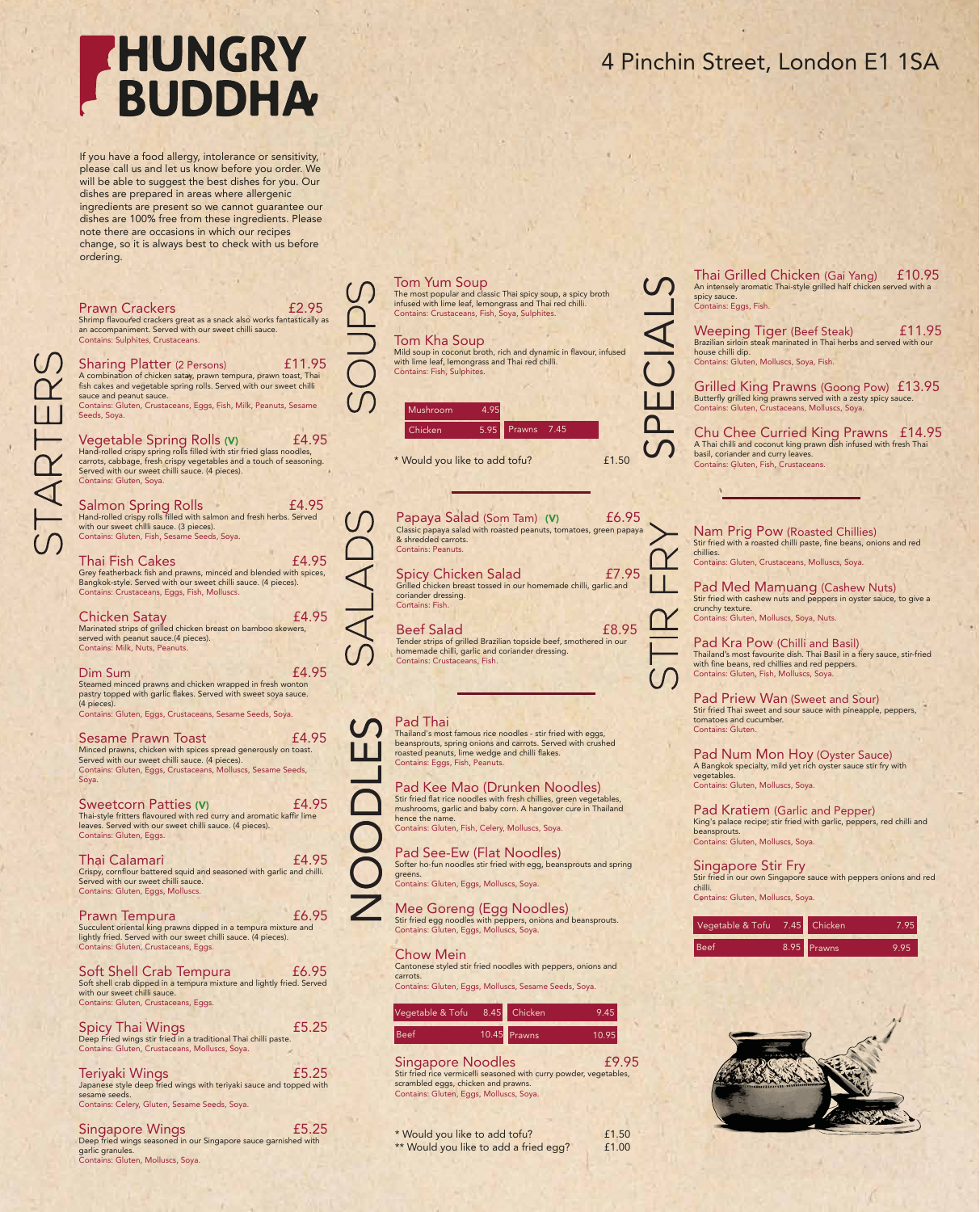# HUNGRY BUDDHA

4 Pinchin Street, London E1 1SA

If you have a food allergy, intolerance or sensitivity, please call us and let us know before you order. We will be able to suggest the best dishes for you. Our dishes are prepared in areas where allergenic ingredients are present so we cannot guarantee our dishes are 100% free from these ingredients. Please note there are occasions in which our recipes change, so it is always best to check with us before ordering.

## STARTERS

**Prawn Crackers** £2.95
Shrimp flavoured crackers great as a snack also works fantastically as an accompaniment. Served with our sweet chilli sauce.
Contains: Sulphites, Crustaceans.

**Sharing Platter** (2 Persons) £11.95
A combination of chicken satay, prawn tempura, prawn toast, Thai fish cakes and vegetable spring rolls. Served with our sweet chilli sauce and peanut sauce.
Contains: Gluten, Crustaceans, Eggs, Fish, Milk, Peanuts, Sesame Seeds, Soya.

**Vegetable Spring Rolls (V)** £4.95
Hand-rolled crispy spring rolls filled with stir fried glass noodles, carrots, cabbage, fresh crispy vegetables and a touch of seasoning. Served with our sweet chilli sauce. (4 pieces).
Contains: Gluten, Soya.

**Salmon Spring Rolls** £4.95
Hand-rolled crispy rolls filled with salmon and fresh herbs. Served with our sweet chilli sauce. (3 pieces).
Contains: Gluten, Fish, Sesame Seeds, Soya.

**Thai Fish Cakes** £4.95
Grey featherback fish and prawns, minced and blended with spices, Bangkok-style. Served with our sweet chilli sauce. (4 pieces).
Contains: Crustaceans, Eggs, Fish, Molluscs.

**Chicken Satay** £4.95
Marinated strips of grilled chicken breast on bamboo skewers, served with peanut sauce.(4 pieces).
Contains: Milk, Nuts, Peanuts.

**Dim Sum** £4.95
Steamed minced prawns and chicken wrapped in fresh wonton pastry topped with garlic flakes. Served with sweet soya sauce. (4 pieces).
Contains: Gluten, Eggs, Crustaceans, Sesame Seeds, Soya.

**Sesame Prawn Toast** £4.95
Minced prawns, chicken with spices spread generously on toast. Served with our sweet chilli sauce. (4 pieces).
Contains: Gluten, Eggs, Crustaceans, Molluscs, Sesame Seeds, Soya.

**Sweetcorn Patties (V)** £4.95
Thai-style fritters flavoured with red curry and aromatic kaffir lime leaves. Served with our sweet chilli sauce. (4 pieces).
Contains: Gluten, Eggs.

**Thai Calamari** £4.95
Crispy, cornflour battered squid and seasoned with garlic and chilli. Served with our sweet chilli sauce.
Contains: Gluten, Eggs, Molluscs.

**Prawn Tempura** £6.95
Succulent oriental king prawns dipped in a tempura mixture and lightly fried. Served with our sweet chilli sauce. (4 pieces).
Contains: Gluten, Crustaceans, Eggs.

**Soft Shell Crab Tempura** £6.95
Soft shell crab dipped in a tempura mixture and lightly fried. Served with our sweet chilli sauce.
Contains: Gluten, Crustaceans, Eggs.

**Spicy Thai Wings** £5.25
Deep Fried wings stir fried in a traditional Thai chilli paste.
Contains: Gluten, Crustaceans, Molluscs, Soya.

**Teriyaki Wings** £5.25
Japanese style deep fried wings with teriyaki sauce and topped with sesame seeds.
Contains: Celery, Gluten, Sesame Seeds, Soya.

**Singapore Wings** £5.25
Deep fried wings seasoned in our Singapore sauce garnished with garlic granules.
Contains: Gluten, Molluscs, Soya.

## SOUPS

**Tom Yum Soup**
The most popular and classic Thai spicy soup, a spicy broth infused with lime leaf, lemongrass and Thai red chilli.
Contains: Crustaceans, Fish, Soya, Sulphites.

**Tom Kha Soup**
Mild soup in coconut broth, rich and dynamic in flavour, infused with lime leaf, lemongrass and Thai red chilli.
Contains: Fish, Sulphites.

| Option | Price | Option | Price |
|---|---|---|---|
| Mushroom | 4.95 | | |
| Chicken | 5.95 | Prawns | 7.45 |

\* Would you like to add tofu? £1.50

## SALADS

**Papaya Salad (Som Tam) (V)** £6.95
Classic papaya salad with roasted peanuts, tomatoes, green papaya & shredded carrots.
Contains: Peanuts.

**Spicy Chicken Salad** £7.95
Grilled chicken breast tossed in our homemade chilli, garlic and coriander dressing.
Contains: Fish.

**Beef Salad** £8.95
Tender strips of grilled Brazilian topside beef, smothered in our homemade chilli, garlic and coriander dressing.
Contains: Crustaceans, Fish.

## NOODLES

**Pad Thai**
Thailand's most famous rice noodles - stir fried with eggs, beansprouts, spring onions and carrots. Served with crushed roasted peanuts, lime wedge and chilli flakes.
Contains: Eggs, Fish, Peanuts.

**Pad Kee Mao (Drunken Noodles)**
Stir fried flat rice noodles with fresh chillies, green vegetables, mushrooms, garlic and baby corn. A hangover cure in Thailand hence the name.
Contains: Gluten, Fish, Celery, Molluscs, Soya.

**Pad See-Ew (Flat Noodles)**
Softer ho-fun noodles stir fried with egg, beansprouts and spring greens.
Contains: Gluten, Eggs, Molluscs, Soya.

**Mee Goreng (Egg Noodles)**
Stir fried egg noodles with peppers, onions and beansprouts.
Contains: Gluten, Eggs, Molluscs, Soya.

**Chow Mein**
Cantonese styled stir fried noodles with peppers, onions and carrots.
Contains: Gluten, Eggs, Molluscs, Sesame Seeds, Soya.

| Option | Price | Option | Price |
|---|---|---|---|
| Vegetable & Tofu | 8.45 | Chicken | 9.45 |
| Beef | 10.45 | Prawns | 10.95 |

**Singapore Noodles** £9.95
Stir fried rice vermicelli seasoned with curry powder, vegetables, scrambled eggs, chicken and prawns.
Contains: Gluten, Eggs, Molluscs, Soya.

\* Would you like to add tofu? £1.50
\*\* Would you like to add a fried egg? £1.00

## SPECIALS

**Thai Grilled Chicken (Gai Yang)** £10.95
An intensely aromatic Thai-style grilled half chicken served with a spicy sauce.
Contains: Eggs, Fish.

**Weeping Tiger (Beef Steak)** £11.95
Brazilian sirloin steak marinated in Thai herbs and served with our house chilli dip.
Contains: Gluten, Molluscs, Soya, Fish.

**Grilled King Prawns (Goong Pow)** £13.95
Butterfly grilled king prawns served with a zesty spicy sauce.
Contains: Gluten, Crustaceans, Molluscs, Soya.

**Chu Chee Curried King Prawns** £14.95
A Thai chilli and coconut king prawn dish infused with fresh Thai basil, coriander and curry leaves.
Contains: Gluten, Fish, Crustaceans.

## STIR FRY

**Nam Prig Pow (Roasted Chillies)**
Stir fried with a roasted chilli paste, fine beans, onions and red chillies.
Contains: Gluten, Crustaceans, Molluscs, Soya.

**Pad Med Mamuang (Cashew Nuts)**
Stir fried with cashew nuts and peppers in oyster sauce, to give a crunchy texture.
Contains: Gluten, Molluscs, Soya, Nuts.

**Pad Kra Pow (Chilli and Basil)**
Thailand's most favourite dish. Thai Basil in a fiery sauce, stir-fried with fine beans, red chillies and red peppers.
Contains: Gluten, Fish, Molluscs, Soya.

**Pad Priew Wan (Sweet and Sour)**
Stir fried Thai sweet and sour sauce with pineapple, peppers, tomatoes and cucumber.
Contains: Gluten.

**Pad Num Mon Hoy (Oyster Sauce)**
A Bangkok specialty, mild yet rich oyster sauce stir fry with vegetables.
Contains: Gluten, Molluscs, Soya.

**Pad Kratiem (Garlic and Pepper)**
King's palace recipe; stir fried with garlic, peppers, red chilli and beansprouts.
Contains: Gluten, Molluscs, Soya.

**Singapore Stir Fry**
Stir fried in our own Singapore sauce with peppers onions and red chilli.
Contains: Gluten, Molluscs, Soya.

| Option | Price | Option | Price |
|---|---|---|---|
| Vegetable & Tofu | 7.45 | Chicken | 7.95 |
| Beef | 8.95 | Prawns | 9.95 |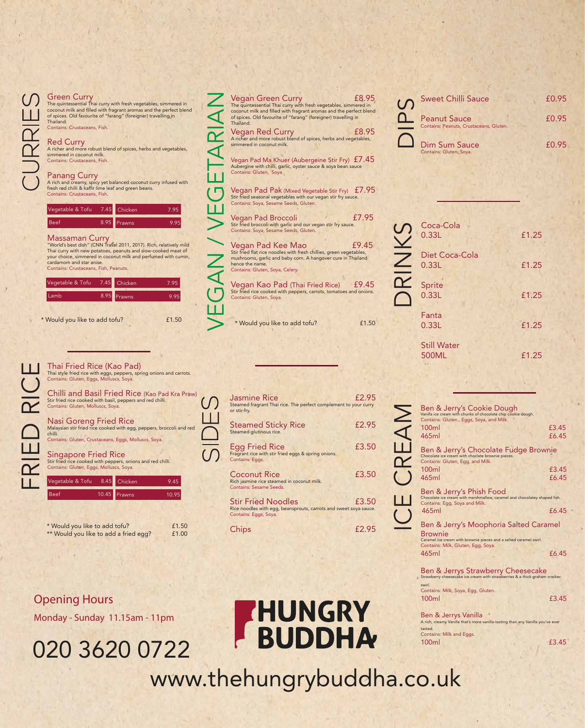## CURRIES

### Green Curry
The quintessential Thai curry with fresh vegetables, simmered in coconut milk and filled with fragrant aromas and the perfect blend of spices. Old favourite of "farang" (foreigner) travelling in Thailand.
Contains: Crustaceans, Fish.

### Red Curry
A richer and more robust blend of spices, herbs and vegetables, simmered in coconut milk.
Contains: Crustaceans, Fish.

### Panang Curry
A rich and creamy, spicy yet balanced coconut curry infused with fresh red chilli & kaffir lime leaf and green beans.
Contains: Crustaceans, Fish.

| | | | |
|---|---|---|---|
| Vegetable & Tofu | 7.45 | Chicken | 7.95 |
| Beef | 8.95 | Prawns | 9.95 |

### Massaman Curry
"World's best dish" (CNN Travel 2011, 2017). Rich, relatively mild Thai curry with new potatoes, peanuts and slow-cooked meat of your choice, simmered in coconut milk and perfumed with cumin, cardamom and star anise.
Contains: Crustaceans, Fish, Peanuts.

| | | | |
|---|---|---|---|
| Vegetable & Tofu | 7.45 | Chicken | 7.95 |
| Lamb | 8.95 | Prawns | 9.95 |

* Would you like to add tofu? £1.50

## FRIED RICE

### Thai Fried Rice (Kao Pad)
Thai style fried rice with eggs, peppers, spring onions and carrots.
Contains: Gluten, Eggs, Molluscs, Soya.

### Chilli and Basil Fried Rice (Kao Pad Kra Praw)
Stir fried rice cooked with basil, peppers and red chilli.
Contains: Gluten, Molluscs, Soya.

### Nasi Goreng Fried Rice
Malaysian stir fried rice cooked with egg, peppers, broccoli and red chilli.
Contains: Gluten, Crustaceans, Eggs, Molluscs, Soya.

### Singapore Fried Rice
Stir fried rice cooked with peppers, onions and red chilli.
Contains: Gluten, Eggs, Molluscs, Soya.

| | | | |
|---|---|---|---|
| Vegetable & Tofu | 8.45 | Chicken | 9.45 |
| Beef | 10.45 | Prawns | 10.95 |

* Would you like to add tofu? £1.50
** Would you like to add a fried egg? £1.00

## VEGAN / VEGETARIAN

### Vegan Green Curry — £8.95
The quintessential Thai curry with fresh vegetables, simmered in coconut milk and filled with fragrant aromas and the perfect blend of spices. Old favourite of "farang" (foreigner) travelling in Thailand.

### Vegan Red Curry — £8.95
A richer and more robust blend of spices, herbs and vegetables, simmered in coconut milk.

### Vegan Pad Ma Khuer (Aubergeine Stir Fry) — £7.45
Aubergine with chilli, garlic, oyster sauce & soya bean sauce
Contains: Gluten, Soya

### Vegan Pad Pak (Mixed Vegetable Stir Fry) — £7.95
Stir fried seasonal vegetables with our vegan stir fry sauce.
Contains: Soya, Sesame Seeds, Gluten.

### Vegan Pad Broccoli — £7.95
Stir fried broccoli with garlic and our vegan stir fry sauce.
Contains: Soya, Sesame Seeds, Gluten.

### Vegan Pad Kee Mao — £9.45
Stir fried flat rice noodles with fresh chillies, green vegetables, mushrooms, garlic and baby corn. A hangover cure in Thailand hence the name.
Contains: Gluten, Soya, Celery.

### Vegan Kao Pad (Thai Fried Rice) — £9.45
Stir fried rice cooked with peppers, carrots, tomatoes and onions.
Contains: Gluten, Soya.

* Would you like to add tofu? £1.50

## SIDES

### Jasmine Rice — £2.95
Steamed fragrant Thai rice. The perfect complement to your curry or stir-fry.

### Steamed Sticky Rice — £2.95
Steamed glutinous rice.

### Egg Fried Rice — £3.50
Fragrant rice with stir fried eggs & spring onions.
Contains: Eggs.

### Coconut Rice — £3.50
Rich jasmine rice steamed in coconut milk.
Contains: Sesame Seeds.

### Stir Fried Noodles — £3.50
Rice noodles with egg, beansprouts, carrots and sweet soya sauce.
Contains: Eggs, Soya.

### Chips — £2.95

## DIPS

| | |
|---|---|
| Sweet Chilli Sauce | £0.95 |
| Peanut Sauce<br>Contains: Peanuts, Crustaceans, Gluten. | £0.95 |
| Dim Sum Sauce<br>Contains: Gluten, Soya. | £0.95 |

## DRINKS

| | |
|---|---|
| Coca-Cola 0.33L | £1.25 |
| Diet Coca-Cola 0.33L | £1.25 |
| Sprite 0.33L | £1.25 |
| Fanta 0.33L | £1.25 |
| Still Water 500ML | £1.25 |

## ICE CREAM

### Ben & Jerry's Cookie Dough
Vanilla ice cream with chunks of chocolate chip cookie dough.
Contains: Gluten., Eggs, Soya, and Milk.
100ml £3.45
465ml £6.45

### Ben & Jerry's Chocolate Fudge Brownie
Chocolate ice cream with choclate brownie pieces.
Contains: Gluten, Egg, and Milk.
100ml £3.45
465ml £6.45

### Ben & Jerry's Phish Food
Chocolate ice cream with marshmallow, caramel and chocolatey shaped fish.
Contains: Egg, Soya and Milk.
465ml £6.45

### Ben & Jerry's Moophoria Salted Caramel Brownie
Caramel ice cream with brownie pieces and a salted caramel swirl.
Contains: Milk, Gluten, Egg, Soya.
465ml £6.45

### Ben & Jerrys Strawberry Cheesecake
Strawberry cheesecake ice cream with strawberries & a thick graham cracker swirl.
Contains: Milk, Soya, Egg, Gluten.
100ml £3.45

### Ben & Jerrys Vanilla
A rich, creamy Vanilla that's more vanilla-tasting than any Vanilla you've ever tasted.
Contains: Milk and Eggs.
100ml £3.45

## Opening Hours
Monday - Sunday 11.15am - 11pm

020 3620 0722

HUNGRY BUDDHA

www.thehungrybuddha.co.uk